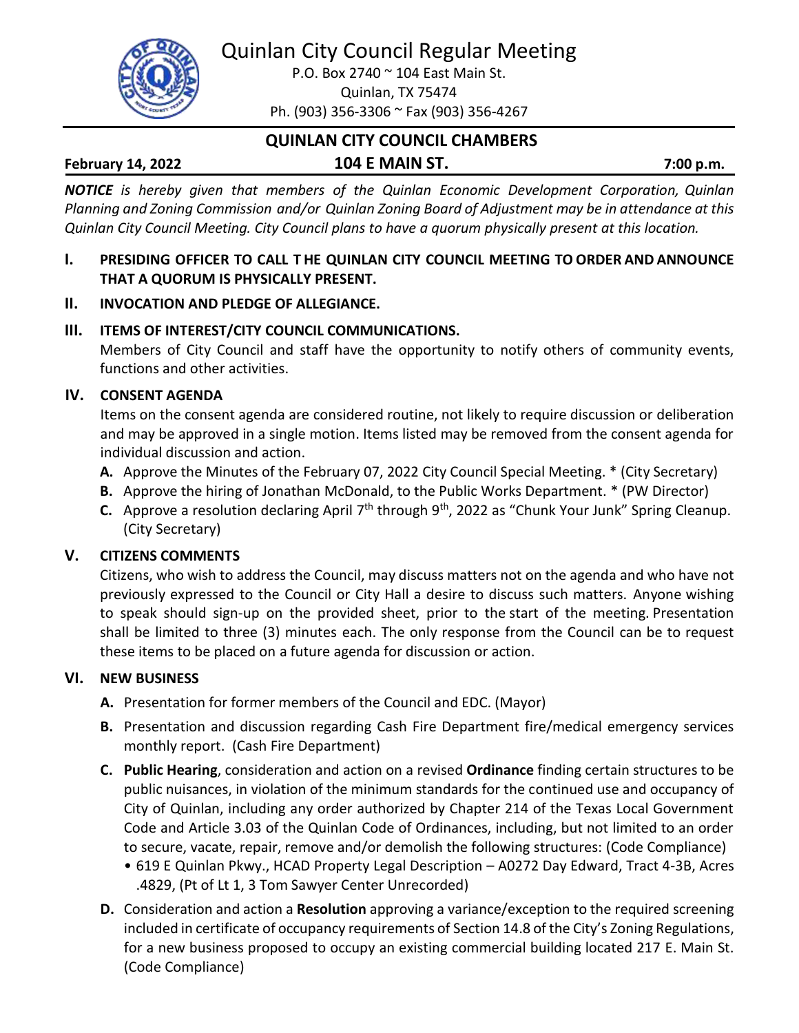# Quinlan City Council Regular Meeting

P.O. Box 2740 ~ 104 East Main St.
Quinlan, TX 75474
Ph. (903) 356-3306 ~ Fax (903) 356-4267

## QUINLAN CITY COUNCIL CHAMBERS

**February 14, 2022** **104 E MAIN ST.** **7:00 p.m.**

***NOTICE** is hereby given that members of the Quinlan Economic Development Corporation, Quinlan Planning and Zoning Commission and/or Quinlan Zoning Board of Adjustment may be in attendance at this Quinlan City Council Meeting. City Council plans to have a quorum physically present at this location.*

**I. PRESIDING OFFICER TO CALL THE QUINLAN CITY COUNCIL MEETING TO ORDER AND ANNOUNCE THAT A QUORUM IS PHYSICALLY PRESENT.**

**II. INVOCATION AND PLEDGE OF ALLEGIANCE.**

**III. ITEMS OF INTEREST/CITY COUNCIL COMMUNICATIONS.**

Members of City Council and staff have the opportunity to notify others of community events, functions and other activities.

**IV. CONSENT AGENDA**

Items on the consent agenda are considered routine, not likely to require discussion or deliberation and may be approved in a single motion. Items listed may be removed from the consent agenda for individual discussion and action.

- **A.** Approve the Minutes of the February 07, 2022 City Council Special Meeting. * (City Secretary)
- **B.** Approve the hiring of Jonathan McDonald, to the Public Works Department. * (PW Director)
- **C.** Approve a resolution declaring April 7th through 9th, 2022 as "Chunk Your Junk" Spring Cleanup. (City Secretary)

**V. CITIZENS COMMENTS**

Citizens, who wish to address the Council, may discuss matters not on the agenda and who have not previously expressed to the Council or City Hall a desire to discuss such matters. Anyone wishing to speak should sign-up on the provided sheet, prior to the start of the meeting. Presentation shall be limited to three (3) minutes each. The only response from the Council can be to request these items to be placed on a future agenda for discussion or action.

**VI. NEW BUSINESS**

- **A.** Presentation for former members of the Council and EDC. (Mayor)
- **B.** Presentation and discussion regarding Cash Fire Department fire/medical emergency services monthly report. (Cash Fire Department)
- **C.** **Public Hearing**, consideration and action on a revised **Ordinance** finding certain structures to be public nuisances, in violation of the minimum standards for the continued use and occupancy of City of Quinlan, including any order authorized by Chapter 214 of the Texas Local Government Code and Article 3.03 of the Quinlan Code of Ordinances, including, but not limited to an order to secure, vacate, repair, remove and/or demolish the following structures: (Code Compliance)
  - 619 E Quinlan Pkwy., HCAD Property Legal Description – A0272 Day Edward, Tract 4-3B, Acres .4829, (Pt of Lt 1, 3 Tom Sawyer Center Unrecorded)
- **D.** Consideration and action a **Resolution** approving a variance/exception to the required screening included in certificate of occupancy requirements of Section 14.8 of the City's Zoning Regulations, for a new business proposed to occupy an existing commercial building located 217 E. Main St. (Code Compliance)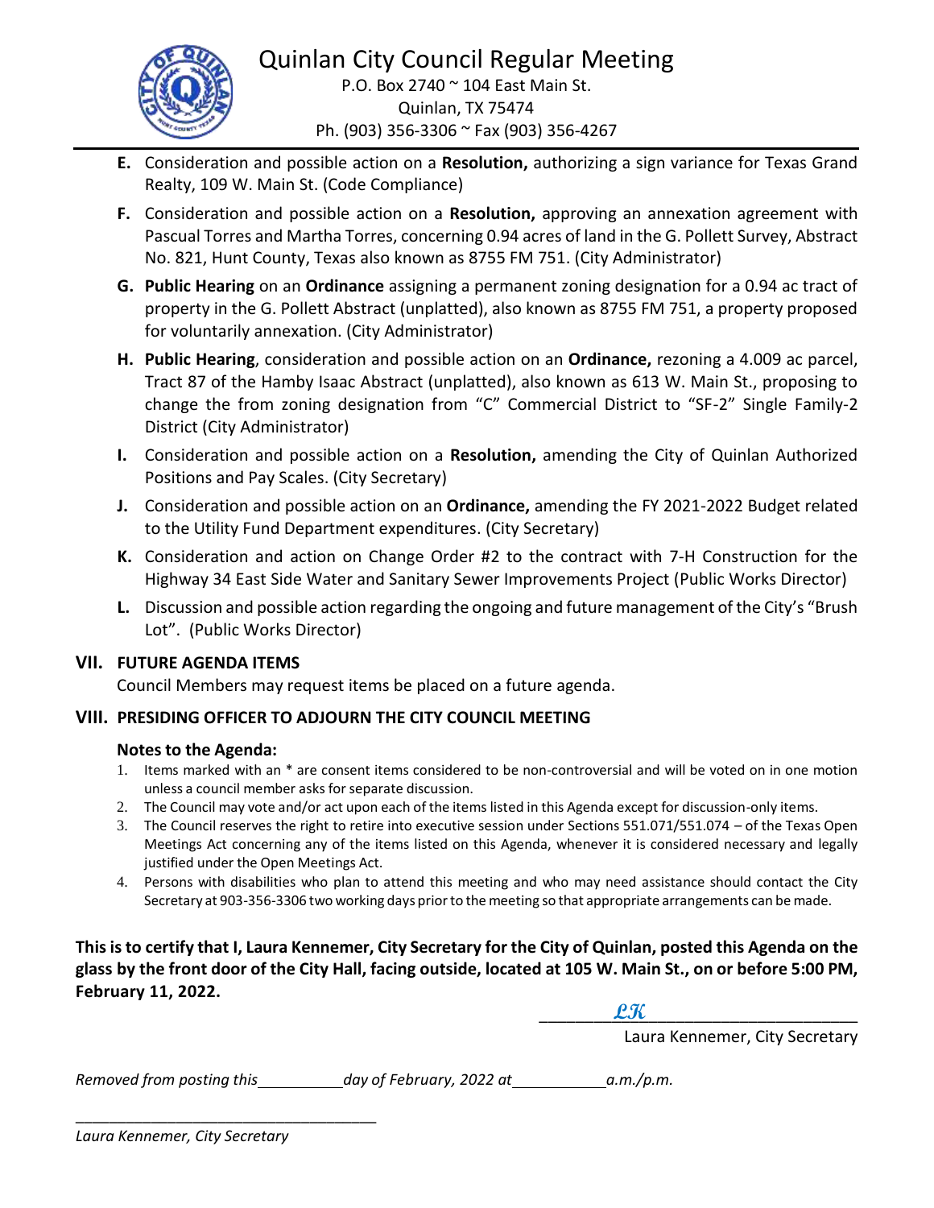# Quinlan City Council Regular Meeting

P.O. Box 2740 ~ 104 East Main St.
Quinlan, TX 75474
Ph. (903) 356-3306 ~ Fax (903) 356-4267

- **E.** Consideration and possible action on a **Resolution,** authorizing a sign variance for Texas Grand Realty, 109 W. Main St. (Code Compliance)
- **F.** Consideration and possible action on a **Resolution,** approving an annexation agreement with Pascual Torres and Martha Torres, concerning 0.94 acres of land in the G. Pollett Survey, Abstract No. 821, Hunt County, Texas also known as 8755 FM 751. (City Administrator)
- **G.** **Public Hearing** on an **Ordinance** assigning a permanent zoning designation for a 0.94 ac tract of property in the G. Pollett Abstract (unplatted), also known as 8755 FM 751, a property proposed for voluntarily annexation. (City Administrator)
- **H.** **Public Hearing**, consideration and possible action on an **Ordinance,** rezoning a 4.009 ac parcel, Tract 87 of the Hamby Isaac Abstract (unplatted), also known as 613 W. Main St., proposing to change the from zoning designation from "C" Commercial District to "SF-2" Single Family-2 District (City Administrator)
- **I.** Consideration and possible action on a **Resolution,** amending the City of Quinlan Authorized Positions and Pay Scales. (City Secretary)
- **J.** Consideration and possible action on an **Ordinance,** amending the FY 2021-2022 Budget related to the Utility Fund Department expenditures. (City Secretary)
- **K.** Consideration and action on Change Order #2 to the contract with 7-H Construction for the Highway 34 East Side Water and Sanitary Sewer Improvements Project (Public Works Director)
- **L.** Discussion and possible action regarding the ongoing and future management of the City's "Brush Lot". (Public Works Director)

## VII. FUTURE AGENDA ITEMS

Council Members may request items be placed on a future agenda.

## VIII. PRESIDING OFFICER TO ADJOURN THE CITY COUNCIL MEETING

**Notes to the Agenda:**

1. Items marked with an * are consent items considered to be non-controversial and will be voted on in one motion unless a council member asks for separate discussion.
2. The Council may vote and/or act upon each of the items listed in this Agenda except for discussion-only items.
3. The Council reserves the right to retire into executive session under Sections 551.071/551.074 – of the Texas Open Meetings Act concerning any of the items listed on this Agenda, whenever it is considered necessary and legally justified under the Open Meetings Act.
4. Persons with disabilities who plan to attend this meeting and who may need assistance should contact the City Secretary at 903-356-3306 two working days prior to the meeting so that appropriate arrangements can be made.

**This is to certify that I, Laura Kennemer, City Secretary for the City of Quinlan, posted this Agenda on the glass by the front door of the City Hall, facing outside, located at 105 W. Main St., on or before 5:00 PM, February 11, 2022.**

LK
Laura Kennemer, City Secretary

*Removed from posting this ________ day of February, 2022 at ________ a.m./p.m.*

______________________________
*Laura Kennemer, City Secretary*